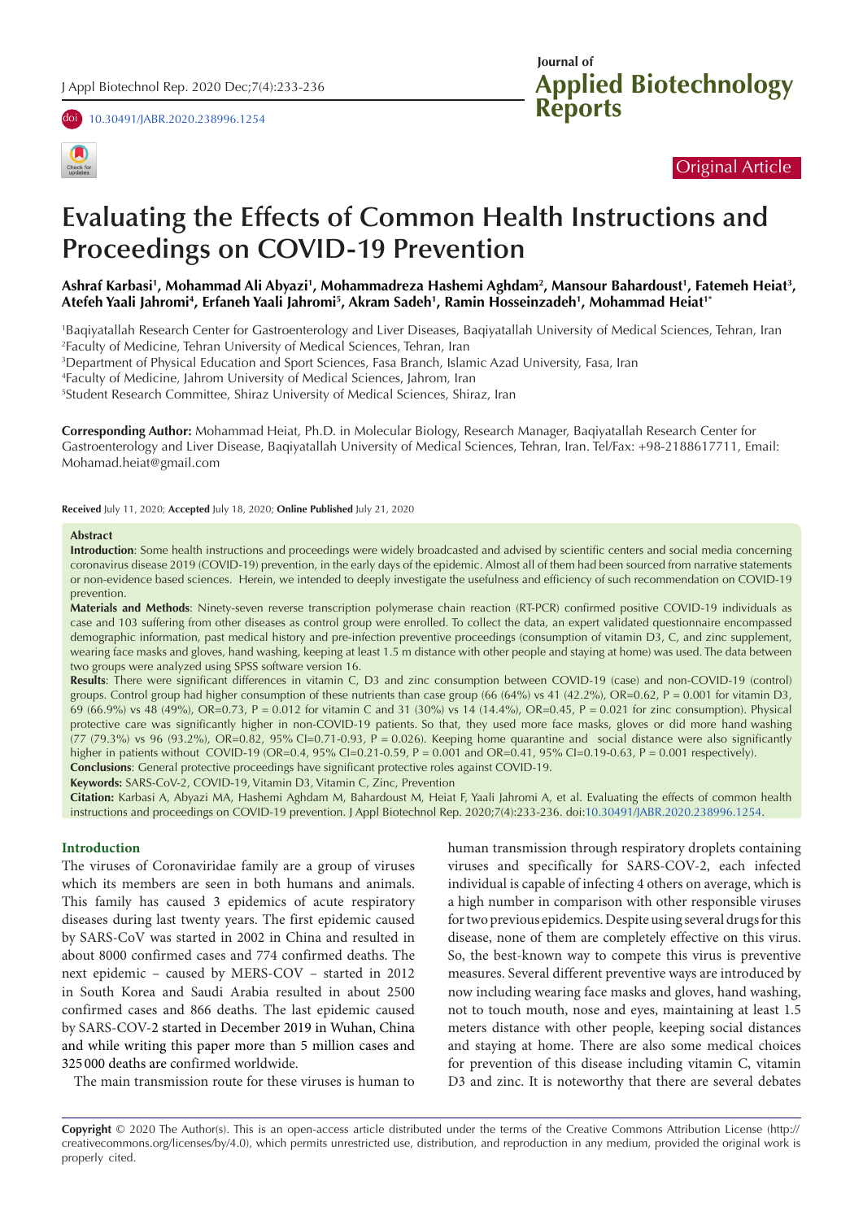Original Article

# Evaluating the Effects of Common Health Instructions and Proceedings on COVID-19 Prevention

**Ashraf Karbasi[1], Mohammad Ali Abyazi[1], Mohammadreza Hashemi Aghdam[2], Mansour Bahardoust[1], Fatemeh Heiat[3], Atefeh Yaali Jahromi[4], Erfaneh Yaali Jahromi[5], Akram Sadeh[1], Ramin Hosseinzadeh[1], Mohammad Heiat[1*]**

[1]Baqiyatallah Research Center for Gastroenterology and Liver Diseases, Baqiyatallah University of Medical Sciences, Tehran, Iran
[2]Faculty of Medicine, Tehran University of Medical Sciences, Tehran, Iran
[3]Department of Physical Education and Sport Sciences, Fasa Branch, Islamic Azad University, Fasa, Iran
[4]Faculty of Medicine, Jahrom University of Medical Sciences, Jahrom, Iran
[5]Student Research Committee, Shiraz University of Medical Sciences, Shiraz, Iran

**Corresponding Author:** Mohammad Heiat, Ph.D. in Molecular Biology, Research Manager, Baqiyatallah Research Center for Gastroenterology and Liver Disease, Baqiyatallah University of Medical Sciences, Tehran, Iran. Tel/Fax: +98-2188617711, Email: Mohamad.heiat@gmail.com

**Received** July 11, 2020; **Accepted** July 18, 2020; **Online Published** July 21, 2020

## Abstract

**Introduction**: Some health instructions and proceedings were widely broadcasted and advised by scientific centers and social media concerning coronavirus disease 2019 (COVID-19) prevention, in the early days of the epidemic. Almost all of them had been sourced from narrative statements or non-evidence based sciences. Herein, we intended to deeply investigate the usefulness and efficiency of such recommendation on COVID-19 prevention.

**Materials and Methods**: Ninety-seven reverse transcription polymerase chain reaction (RT-PCR) confirmed positive COVID-19 individuals as case and 103 suffering from other diseases as control group were enrolled. To collect the data, an expert validated questionnaire encompassed demographic information, past medical history and pre-infection preventive proceedings (consumption of vitamin D3, C, and zinc supplement, wearing face masks and gloves, hand washing, keeping at least 1.5 m distance with other people and staying at home) was used. The data between two groups were analyzed using SPSS software version 16.

**Results**: There were significant differences in vitamin C, D3 and zinc consumption between COVID-19 (case) and non-COVID-19 (control) groups. Control group had higher consumption of these nutrients than case group (66 (64%) vs 41 (42.2%), OR=0.62, P = 0.001 for vitamin D3, 69 (66.9%) vs 48 (49%), OR=0.73, P = 0.012 for vitamin C and 31 (30%) vs 14 (14.4%), OR=0.45, P = 0.021 for zinc consumption). Physical protective care was significantly higher in non-COVID-19 patients. So that, they used more face masks, gloves or did more hand washing (77 (79.3%) vs 96 (93.2%), OR=0.82, 95% CI=0.71-0.93, P = 0.026). Keeping home quarantine and social distance were also significantly higher in patients without COVID-19 (OR=0.4, 95% CI=0.21-0.59, P = 0.001 and OR=0.41, 95% CI=0.19-0.63, P = 0.001 respectively).

**Conclusions**: General protective proceedings have significant protective roles against COVID-19.

**Keywords:** SARS-CoV-2, COVID-19, Vitamin D3, Vitamin C, Zinc, Prevention

**Citation:** Karbasi A, Abyazi MA, Hashemi Aghdam M, Bahardoust M, Heiat F, Yaali Jahromi A, et al. Evaluating the effects of common health instructions and proceedings on COVID-19 prevention. J Appl Biotechnol Rep. 2020;7(4):233-236. doi:10.30491/JABR.2020.238996.1254.

## Introduction

The viruses of Coronaviridae family are a group of viruses which its members are seen in both humans and animals. This family has caused 3 epidemics of acute respiratory diseases during last twenty years. The first epidemic caused by SARS-CoV was started in 2002 in China and resulted in about 8000 confirmed cases and 774 confirmed deaths. The next epidemic – caused by MERS-COV – started in 2012 in South Korea and Saudi Arabia resulted in about 2500 confirmed cases and 866 deaths. The last epidemic caused by SARS-COV-2 started in December 2019 in Wuhan, China and while writing this paper more than 5 million cases and 325 000 deaths are confirmed worldwide.

The main transmission route for these viruses is human to human transmission through respiratory droplets containing viruses and specifically for SARS-COV-2, each infected individual is capable of infecting 4 others on average, which is a high number in comparison with other responsible viruses for two previous epidemics. Despite using several drugs for this disease, none of them are completely effective on this virus. So, the best-known way to compete this virus is preventive measures. Several different preventive ways are introduced by now including wearing face masks and gloves, hand washing, not to touch mouth, nose and eyes, maintaining at least 1.5 meters distance with other people, keeping social distances and staying at home. There are also some medical choices for prevention of this disease including vitamin C, vitamin D3 and zinc. It is noteworthy that there are several debates

**Copyright** © 2020 The Author(s). This is an open-access article distributed under the terms of the Creative Commons Attribution License (http://creativecommons.org/licenses/by/4.0), which permits unrestricted use, distribution, and reproduction in any medium, provided the original work is properly cited.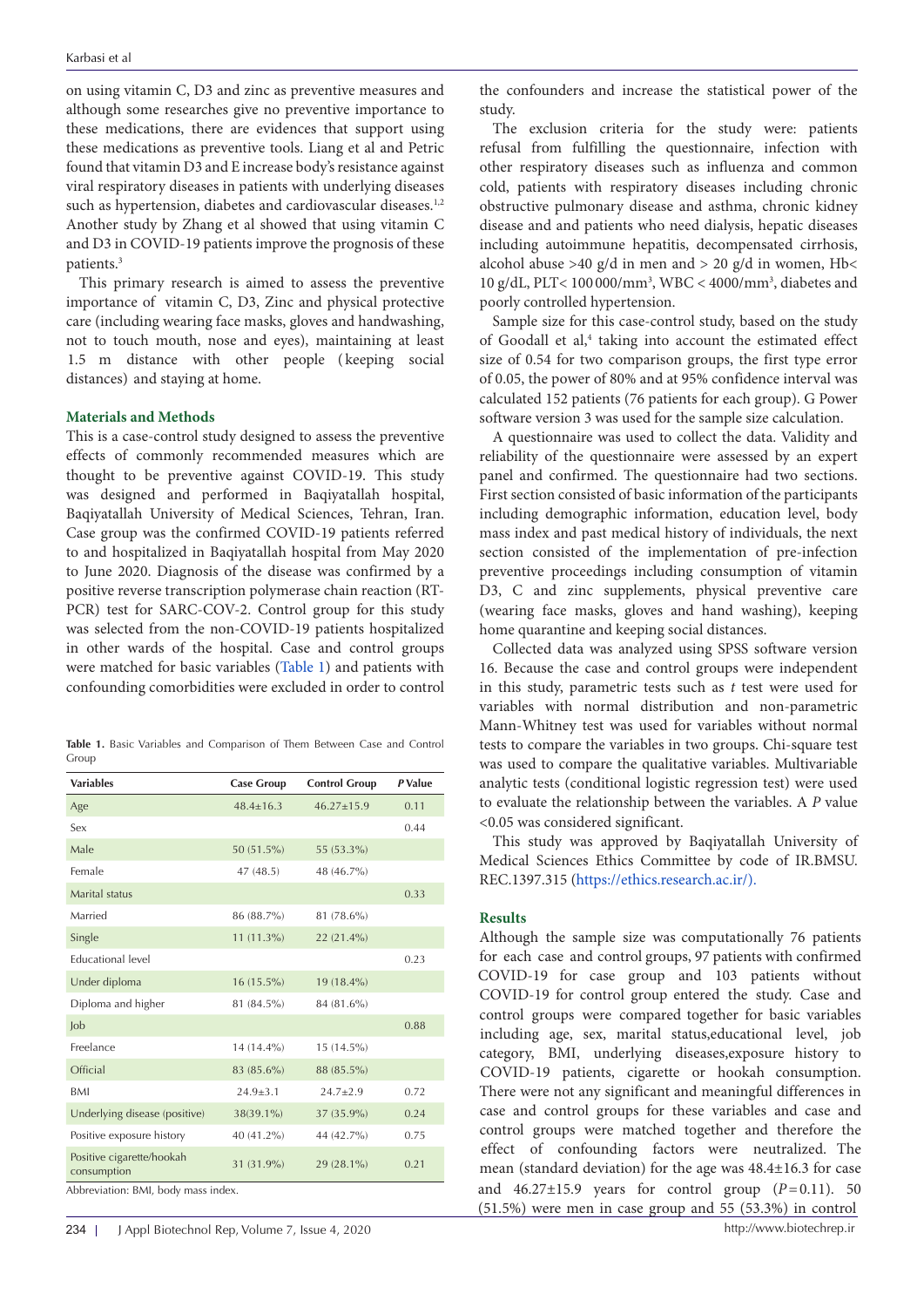on using vitamin C, D3 and zinc as preventive measures and although some researches give no preventive importance to these medications, there are evidences that support using these medications as preventive tools. Liang et al and Petric found that vitamin D3 and E increase body's resistance against viral respiratory diseases in patients with underlying diseases such as hypertension, diabetes and cardiovascular diseases.[1,2] Another study by Zhang et al showed that using vitamin C and D3 in COVID-19 patients improve the prognosis of these patients.[3]

This primary research is aimed to assess the preventive importance of vitamin C, D3, Zinc and physical protective care (including wearing face masks, gloves and handwashing, not to touch mouth, nose and eyes), maintaining at least 1.5 m distance with other people (keeping social distances) and staying at home.

## Materials and Methods

This is a case-control study designed to assess the preventive effects of commonly recommended measures which are thought to be preventive against COVID-19. This study was designed and performed in Baqiyatallah hospital, Baqiyatallah University of Medical Sciences, Tehran, Iran. Case group was the confirmed COVID-19 patients referred to and hospitalized in Baqiyatallah hospital from May 2020 to June 2020. Diagnosis of the disease was confirmed by a positive reverse transcription polymerase chain reaction (RT-PCR) test for SARC-COV-2. Control group for this study was selected from the non-COVID-19 patients hospitalized in other wards of the hospital. Case and control groups were matched for basic variables (Table 1) and patients with confounding comorbidities were excluded in order to control the confounders and increase the statistical power of the study.

**Table 1.** Basic Variables and Comparison of Them Between Case and Control Group

| Variables | Case Group | Control Group | *P* Value |
|---|---|---|---|
| Age | 48.4±16.3 | 46.27±15.9 | 0.11 |
| Sex | | | 0.44 |
| Male | 50 (51.5%) | 55 (53.3%) | |
| Female | 47 (48.5) | 48 (46.7%) | |
| Marital status | | | 0.33 |
| Married | 86 (88.7%) | 81 (78.6%) | |
| Single | 11 (11.3%) | 22 (21.4%) | |
| Educational level | | | 0.23 |
| Under diploma | 16 (15.5%) | 19 (18.4%) | |
| Diploma and higher | 81 (84.5%) | 84 (81.6%) | |
| Job | | | 0.88 |
| Freelance | 14 (14.4%) | 15 (14.5%) | |
| Official | 83 (85.6%) | 88 (85.5%) | |
| BMI | 24.9±3.1 | 24.7±2.9 | 0.72 |
| Underlying disease (positive) | 38(39.1%) | 37 (35.9%) | 0.24 |
| Positive exposure history | 40 (41.2%) | 44 (42.7%) | 0.75 |
| Positive cigarette/hookah consumption | 31 (31.9%) | 29 (28.1%) | 0.21 |

Abbreviation: BMI, body mass index.

The exclusion criteria for the study were: patients refusal from fulfilling the questionnaire, infection with other respiratory diseases such as influenza and common cold, patients with respiratory diseases including chronic obstructive pulmonary disease and asthma, chronic kidney disease and and patients who need dialysis, hepatic diseases including autoimmune hepatitis, decompensated cirrhosis, alcohol abuse >40 g/d in men and > 20 g/d in women, Hb< 10 g/dL, PLT< 100 000/mm$^3$, WBC < 4000/mm$^3$, diabetes and poorly controlled hypertension.

Sample size for this case-control study, based on the study of Goodall et al,[4] taking into account the estimated effect size of 0.54 for two comparison groups, the first type error of 0.05, the power of 80% and at 95% confidence interval was calculated 152 patients (76 patients for each group). G Power software version 3 was used for the sample size calculation.

A questionnaire was used to collect the data. Validity and reliability of the questionnaire were assessed by an expert panel and confirmed. The questionnaire had two sections. First section consisted of basic information of the participants including demographic information, education level, body mass index and past medical history of individuals, the next section consisted of the implementation of pre-infection preventive proceedings including consumption of vitamin D3, C and zinc supplements, physical preventive care (wearing face masks, gloves and hand washing), keeping home quarantine and keeping social distances.

Collected data was analyzed using SPSS software version 16. Because the case and control groups were independent in this study, parametric tests such as *t* test were used for variables with normal distribution and non-parametric Mann-Whitney test was used for variables without normal tests to compare the variables in two groups. Chi-square test was used to compare the qualitative variables. Multivariable analytic tests (conditional logistic regression test) were used to evaluate the relationship between the variables. A *P* value <0.05 was considered significant.

This study was approved by Baqiyatallah University of Medical Sciences Ethics Committee by code of IR.BMSU.REC.1397.315 (https://ethics.research.ac.ir/).

## Results

Although the sample size was computationally 76 patients for each case and control groups, 97 patients with confirmed COVID-19 for case group and 103 patients without COVID-19 for control group entered the study. Case and control groups were compared together for basic variables including age, sex, marital status,educational level, job category, BMI, underlying diseases,exposure history to COVID-19 patients, cigarette or hookah consumption. There were not any significant and meaningful differences in case and control groups for these variables and case and control groups were matched together and therefore the effect of confounding factors were neutralized. The mean (standard deviation) for the age was 48.4±16.3 for case and 46.27±15.9 years for control group ($P$ = 0.11). 50 (51.5%) were men in case group and 55 (53.3%) in control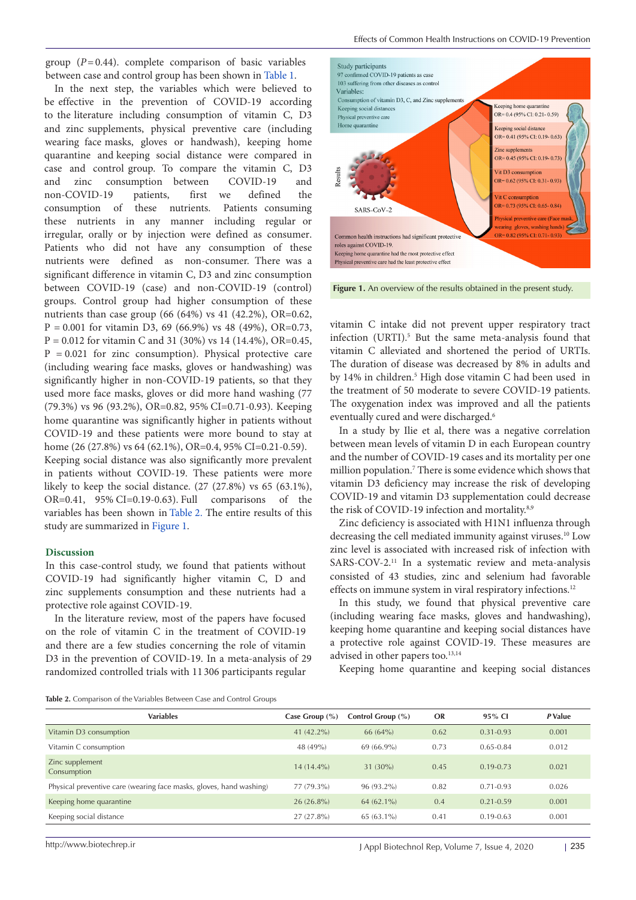group ($P$ = 0.44). complete comparison of basic variables between case and control group has been shown in Table 1.

In the next step, the variables which were believed to be effective in the prevention of COVID-19 according to the literature including consumption of vitamin C, D3 and zinc supplements, physical preventive care (including wearing face masks, gloves or handwash), keeping home quarantine and keeping social distance were compared in case and control group. To compare the vitamin C, D3 and zinc consumption between COVID-19 and non-COVID-19 patients, first we defined the consumption of these nutrients. Patients consuming these nutrients in any manner including regular or irregular, orally or by injection were defined as consumer. Patients who did not have any consumption of these nutrients were defined as non-consumer. There was a significant difference in vitamin C, D3 and zinc consumption between COVID-19 (case) and non-COVID-19 (control) groups. Control group had higher consumption of these nutrients than case group (66 (64%) vs 41 (42.2%), OR=0.62, P = 0.001 for vitamin D3, 69 (66.9%) vs 48 (49%), OR=0.73, P = 0.012 for vitamin C and 31 (30%) vs 14 (14.4%), OR=0.45, P = 0.021 for zinc consumption). Physical protective care (including wearing face masks, gloves or handwashing) was significantly higher in non-COVID-19 patients, so that they used more face masks, gloves or did more hand washing (77 (79.3%) vs 96 (93.2%), OR=0.82, 95% CI=0.71-0.93). Keeping home quarantine was significantly higher in patients without COVID-19 and these patients were more bound to stay at home (26 (27.8%) vs 64 (62.1%), OR=0.4, 95% CI=0.21-0.59). Keeping social distance was also significantly more prevalent in patients without COVID-19. These patients were more likely to keep the social distance. (27 (27.8%) vs 65 (63.1%), OR=0.41, 95% CI=0.19-0.63). Full comparisons of the variables has been shown in Table 2. The entire results of this study are summarized in Figure 1.

Study participants
97 confirmed COVID-19 patients as case
103 suffering from other diseases as control
Variables:
Consumption of vitamin D3, C, and Zinc supplements
Keeping social distances
Physical preventive care
Home quarantine

Results

SARS-CoV-2

Keeping home quarantine
OR= 0.4 (95% CI: 0.21- 0.59)
Keeping social distance
OR= 0.41 (95% CI: 0.19- 0.63)
Zinc supplements
OR= 0.45 (95% CI: 0.19- 0.73)
Vit D3 consumption
OR= 0.62 (95% CI: 0.31- 0.93)
Vit C consumption
OR= 0.73 (95% CI: 0.65- 0.84)
Physical preventive care (Face mask, wearing gloves, washing hands)
OR= 0.82 (95% CI: 0.71- 0.93)

Common health instructions had significant protective roles against COVID-19.
Keeping home quarantine had the most protective effect
Physical preventive care had the least protective effect

**Figure 1.** An overview of the results obtained in the present study.

## Discussion

In this case-control study, we found that patients without COVID-19 had significantly higher vitamin C, D and zinc supplements consumption and these nutrients had a protective role against COVID-19.

In the literature review, most of the papers have focused on the role of vitamin C in the treatment of COVID-19 and there are a few studies concerning the role of vitamin D3 in the prevention of COVID-19. In a meta-analysis of 29 randomized controlled trials with 11 306 participants regular vitamin C intake did not prevent upper respiratory tract infection (URTI).[5] But the same meta-analysis found that vitamin C alleviated and shortened the period of URTIs. The duration of disease was decreased by 8% in adults and by 14% in children.[5] High dose vitamin C had been used in the treatment of 50 moderate to severe COVID-19 patients. The oxygenation index was improved and all the patients eventually cured and were discharged.[6]

In a study by Ilie et al, there was a negative correlation between mean levels of vitamin D in each European country and the number of COVID-19 cases and its mortality per one million population.[7] There is some evidence which shows that vitamin D3 deficiency may increase the risk of developing COVID-19 and vitamin D3 supplementation could decrease the risk of COVID-19 infection and mortality.[8,9]

Zinc deficiency is associated with H1N1 influenza through decreasing the cell mediated immunity against viruses.[10] Low zinc level is associated with increased risk of infection with SARS-COV-2.[11] In a systematic review and meta-analysis consisted of 43 studies, zinc and selenium had favorable effects on immune system in viral respiratory infections.[12]

In this study, we found that physical preventive care (including wearing face masks, gloves and handwashing), keeping home quarantine and keeping social distances have a protective role against COVID-19. These measures are advised in other papers too.[13,14]

Keeping home quarantine and keeping social distances

**Table 2.** Comparison of the Variables Between Case and Control Groups

| Variables | Case Group (%) | Control Group (%) | OR | 95% CI | *P* Value |
|---|---|---|---|---|---|
| Vitamin D3 consumption | 41 (42.2%) | 66 (64%) | 0.62 | 0.31-0.93 | 0.001 |
| Vitamin C consumption | 48 (49%) | 69 (66.9%) | 0.73 | 0.65-0.84 | 0.012 |
| Zinc supplement Consumption | 14 (14.4%) | 31 (30%) | 0.45 | 0.19-0.73 | 0.021 |
| Physical preventive care (wearing face masks, gloves, hand washing) | 77 (79.3%) | 96 (93.2%) | 0.82 | 0.71-0.93 | 0.026 |
| Keeping home quarantine | 26 (26.8%) | 64 (62.1%) | 0.4 | 0.21-0.59 | 0.001 |
| Keeping social distance | 27 (27.8%) | 65 (63.1%) | 0.41 | 0.19-0.63 | 0.001 |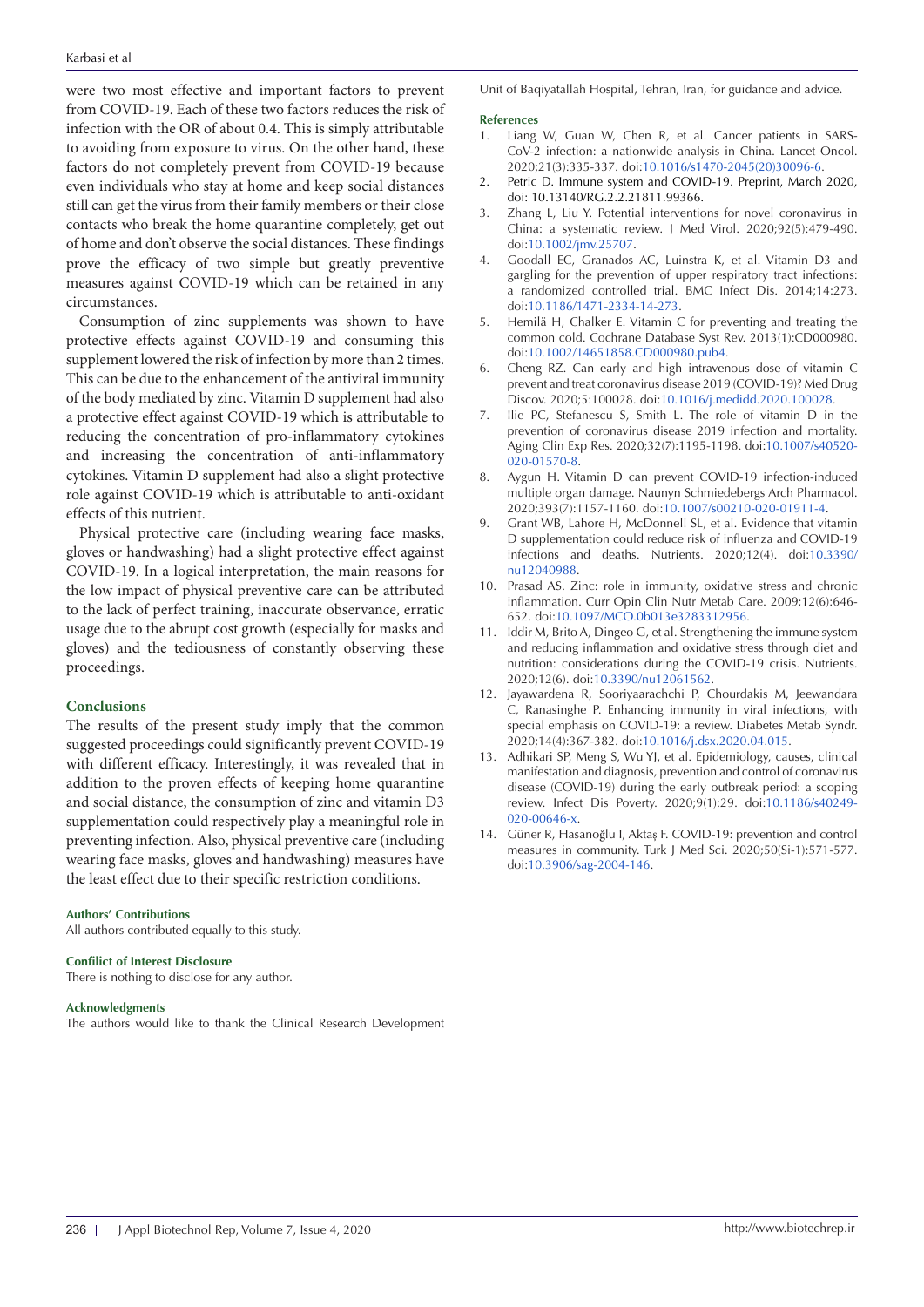were two most effective and important factors to prevent from COVID-19. Each of these two factors reduces the risk of infection with the OR of about 0.4. This is simply attributable to avoiding from exposure to virus. On the other hand, these factors do not completely prevent from COVID-19 because even individuals who stay at home and keep social distances still can get the virus from their family members or their close contacts who break the home quarantine completely, get out of home and don't observe the social distances. These findings prove the efficacy of two simple but greatly preventive measures against COVID-19 which can be retained in any circumstances.

Consumption of zinc supplements was shown to have protective effects against COVID-19 and consuming this supplement lowered the risk of infection by more than 2 times. This can be due to the enhancement of the antiviral immunity of the body mediated by zinc. Vitamin D supplement had also a protective effect against COVID-19 which is attributable to reducing the concentration of pro-inflammatory cytokines and increasing the concentration of anti-inflammatory cytokines. Vitamin D supplement had also a slight protective role against COVID-19 which is attributable to anti-oxidant effects of this nutrient.

Physical protective care (including wearing face masks, gloves or handwashing) had a slight protective effect against COVID-19. In a logical interpretation, the main reasons for the low impact of physical preventive care can be attributed to the lack of perfect training, inaccurate observance, erratic usage due to the abrupt cost growth (especially for masks and gloves) and the tediousness of constantly observing these proceedings.

## Conclusions

The results of the present study imply that the common suggested proceedings could significantly prevent COVID-19 with different efficacy. Interestingly, it was revealed that in addition to the proven effects of keeping home quarantine and social distance, the consumption of zinc and vitamin D3 supplementation could respectively play a meaningful role in preventing infection. Also, physical preventive care (including wearing face masks, gloves and handwashing) measures have the least effect due to their specific restriction conditions.

### Authors' Contributions

All authors contributed equally to this study.

### Confilict of Interest Disclosure

There is nothing to disclose for any author.

### Acknowledgments

The authors would like to thank the Clinical Research Development Unit of Baqiyatallah Hospital, Tehran, Iran, for guidance and advice.

### References

1. Liang W, Guan W, Chen R, et al. Cancer patients in SARS-CoV-2 infection: a nationwide analysis in China. Lancet Oncol. 2020;21(3):335-337. doi:10.1016/s1470-2045(20)30096-6.
2. Petric D. Immune system and COVID-19. Preprint, March 2020, doi: 10.13140/RG.2.2.21811.99366.
3. Zhang L, Liu Y. Potential interventions for novel coronavirus in China: a systematic review. J Med Virol. 2020;92(5):479-490. doi:10.1002/jmv.25707.
4. Goodall EC, Granados AC, Luinstra K, et al. Vitamin D3 and gargling for the prevention of upper respiratory tract infections: a randomized controlled trial. BMC Infect Dis. 2014;14:273. doi:10.1186/1471-2334-14-273.
5. Hemilä H, Chalker E. Vitamin C for preventing and treating the common cold. Cochrane Database Syst Rev. 2013(1):CD000980. doi:10.1002/14651858.CD000980.pub4.
6. Cheng RZ. Can early and high intravenous dose of vitamin C prevent and treat coronavirus disease 2019 (COVID-19)? Med Drug Discov. 2020;5:100028. doi:10.1016/j.medidd.2020.100028.
7. Ilie PC, Stefanescu S, Smith L. The role of vitamin D in the prevention of coronavirus disease 2019 infection and mortality. Aging Clin Exp Res. 2020;32(7):1195-1198. doi:10.1007/s40520-020-01570-8.
8. Aygun H. Vitamin D can prevent COVID-19 infection-induced multiple organ damage. Naunyn Schmiedebergs Arch Pharmacol. 2020;393(7):1157-1160. doi:10.1007/s00210-020-01911-4.
9. Grant WB, Lahore H, McDonnell SL, et al. Evidence that vitamin D supplementation could reduce risk of influenza and COVID-19 infections and deaths. Nutrients. 2020;12(4). doi:10.3390/nu12040988.
10. Prasad AS. Zinc: role in immunity, oxidative stress and chronic inflammation. Curr Opin Clin Nutr Metab Care. 2009;12(6):646-652. doi:10.1097/MCO.0b013e3283312956.
11. Iddir M, Brito A, Dingeo G, et al. Strengthening the immune system and reducing inflammation and oxidative stress through diet and nutrition: considerations during the COVID-19 crisis. Nutrients. 2020;12(6). doi:10.3390/nu12061562.
12. Jayawardena R, Sooriyaarachchi P, Chourdakis M, Jeewandara C, Ranasinghe P. Enhancing immunity in viral infections, with special emphasis on COVID-19: a review. Diabetes Metab Syndr. 2020;14(4):367-382. doi:10.1016/j.dsx.2020.04.015.
13. Adhikari SP, Meng S, Wu YJ, et al. Epidemiology, causes, clinical manifestation and diagnosis, prevention and control of coronavirus disease (COVID-19) during the early outbreak period: a scoping review. Infect Dis Poverty. 2020;9(1):29. doi:10.1186/s40249-020-00646-x.
14. Güner R, Hasanoğlu I, Aktaş F. COVID-19: prevention and control measures in community. Turk J Med Sci. 2020;50(Si-1):571-577. doi:10.3906/sag-2004-146.